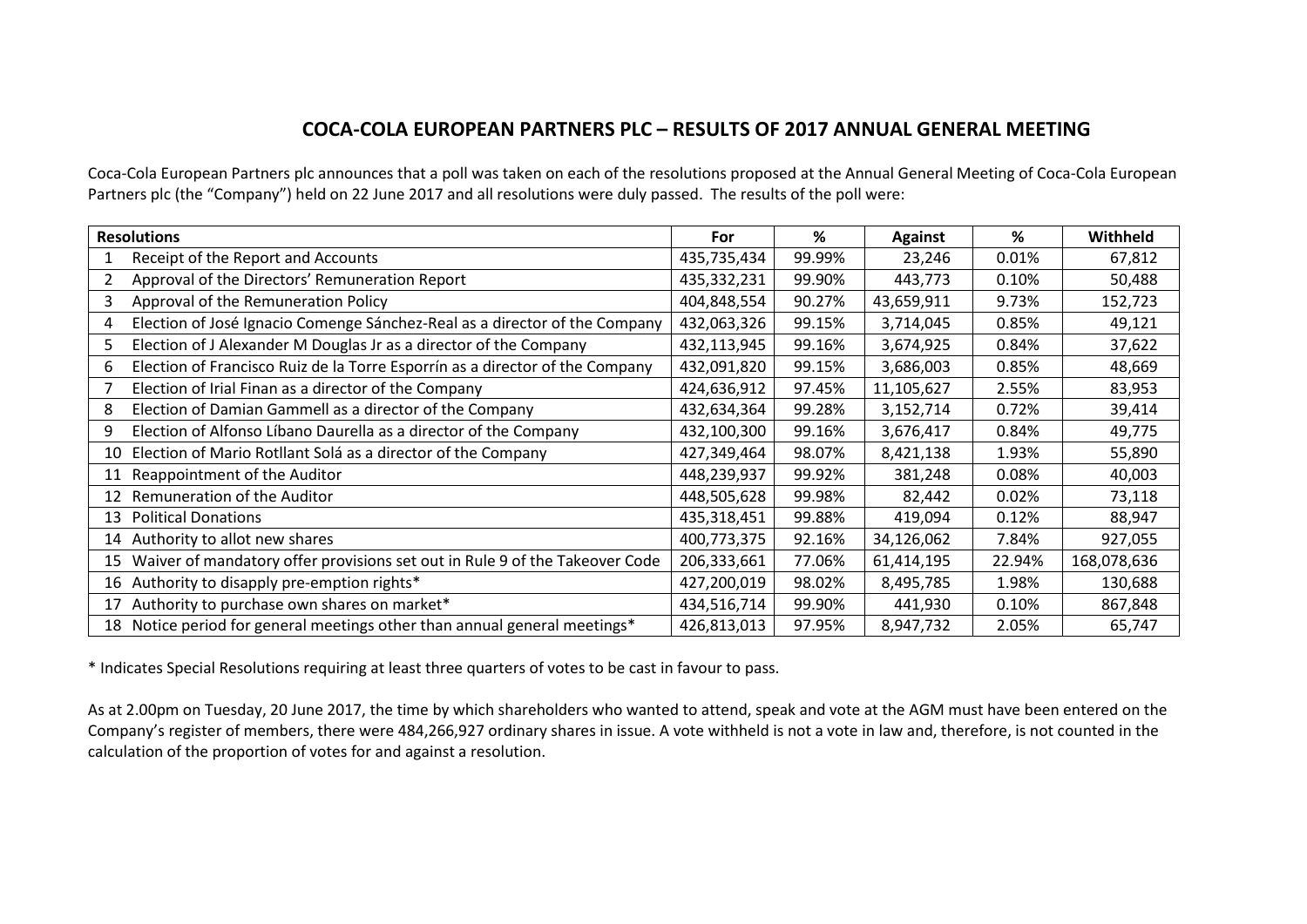# COCA-COLA EUROPEAN PARTNERS PLC – RESULTS OF 2017 ANNUAL GENERAL MEETING

Coca-Cola European Partners plc announces that a poll was taken on each of the resolutions proposed at the Annual General Meeting of Coca-Cola European Partners plc (the "Company") held on 22 June 2017 and all resolutions were duly passed. The results of the poll were:

| Resolutions | | For | % | Against | % | Withheld |
|---|---|---|---|---|---|---|
| 1 | Receipt of the Report and Accounts | 435,735,434 | 99.99% | 23,246 | 0.01% | 67,812 |
| 2 | Approval of the Directors' Remuneration Report | 435,332,231 | 99.90% | 443,773 | 0.10% | 50,488 |
| 3 | Approval of the Remuneration Policy | 404,848,554 | 90.27% | 43,659,911 | 9.73% | 152,723 |
| 4 | Election of José Ignacio Comenge Sánchez-Real as a director of the Company | 432,063,326 | 99.15% | 3,714,045 | 0.85% | 49,121 |
| 5 | Election of J Alexander M Douglas Jr as a director of the Company | 432,113,945 | 99.16% | 3,674,925 | 0.84% | 37,622 |
| 6 | Election of Francisco Ruiz de la Torre Esporrín as a director of the Company | 432,091,820 | 99.15% | 3,686,003 | 0.85% | 48,669 |
| 7 | Election of Irial Finan as a director of the Company | 424,636,912 | 97.45% | 11,105,627 | 2.55% | 83,953 |
| 8 | Election of Damian Gammell as a director of the Company | 432,634,364 | 99.28% | 3,152,714 | 0.72% | 39,414 |
| 9 | Election of Alfonso Líbano Daurella as a director of the Company | 432,100,300 | 99.16% | 3,676,417 | 0.84% | 49,775 |
| 10 | Election of Mario Rotllant Solá as a director of the Company | 427,349,464 | 98.07% | 8,421,138 | 1.93% | 55,890 |
| 11 | Reappointment of the Auditor | 448,239,937 | 99.92% | 381,248 | 0.08% | 40,003 |
| 12 | Remuneration of the Auditor | 448,505,628 | 99.98% | 82,442 | 0.02% | 73,118 |
| 13 | Political Donations | 435,318,451 | 99.88% | 419,094 | 0.12% | 88,947 |
| 14 | Authority to allot new shares | 400,773,375 | 92.16% | 34,126,062 | 7.84% | 927,055 |
| 15 | Waiver of mandatory offer provisions set out in Rule 9 of the Takeover Code | 206,333,661 | 77.06% | 61,414,195 | 22.94% | 168,078,636 |
| 16 | Authority to disapply pre-emption rights* | 427,200,019 | 98.02% | 8,495,785 | 1.98% | 130,688 |
| 17 | Authority to purchase own shares on market* | 434,516,714 | 99.90% | 441,930 | 0.10% | 867,848 |
| 18 | Notice period for general meetings other than annual general meetings* | 426,813,013 | 97.95% | 8,947,732 | 2.05% | 65,747 |

* Indicates Special Resolutions requiring at least three quarters of votes to be cast in favour to pass.

As at 2.00pm on Tuesday, 20 June 2017, the time by which shareholders who wanted to attend, speak and vote at the AGM must have been entered on the Company's register of members, there were 484,266,927 ordinary shares in issue. A vote withheld is not a vote in law and, therefore, is not counted in the calculation of the proportion of votes for and against a resolution.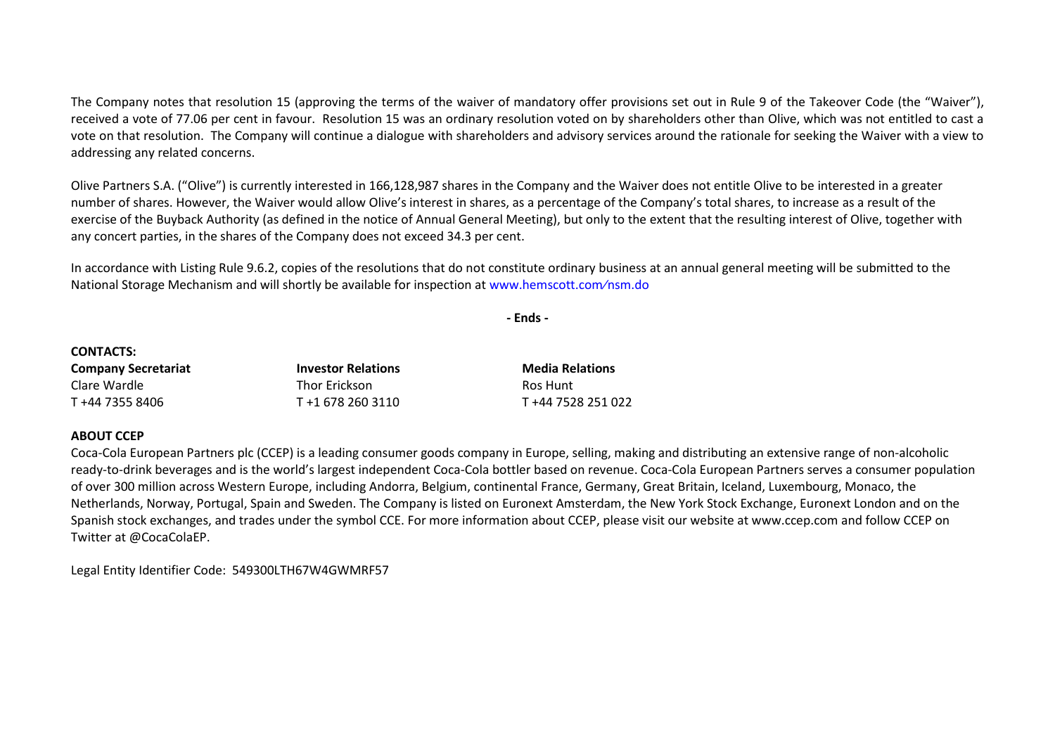The Company notes that resolution 15 (approving the terms of the waiver of mandatory offer provisions set out in Rule 9 of the Takeover Code (the "Waiver"), received a vote of 77.06 per cent in favour. Resolution 15 was an ordinary resolution voted on by shareholders other than Olive, which was not entitled to cast a vote on that resolution. The Company will continue a dialogue with shareholders and advisory services around the rationale for seeking the Waiver with a view to addressing any related concerns.

Olive Partners S.A. ("Olive") is currently interested in 166,128,987 shares in the Company and the Waiver does not entitle Olive to be interested in a greater number of shares. However, the Waiver would allow Olive's interest in shares, as a percentage of the Company's total shares, to increase as a result of the exercise of the Buyback Authority (as defined in the notice of Annual General Meeting), but only to the extent that the resulting interest of Olive, together with any concert parties, in the shares of the Company does not exceed 34.3 per cent.

In accordance with Listing Rule 9.6.2, copies of the resolutions that do not constitute ordinary business at an annual general meeting will be submitted to the National Storage Mechanism and will shortly be available for inspection at www.hemscott.com⁄nsm.do

**- Ends -**

**CONTACTS:**

| **Company Secretariat** | **Investor Relations** | **Media Relations** |
|---|---|---|
| Clare Wardle | Thor Erickson | Ros Hunt |
| T +44 7355 8406 | T +1 678 260 3110 | T +44 7528 251 022 |

**ABOUT CCEP**

Coca-Cola European Partners plc (CCEP) is a leading consumer goods company in Europe, selling, making and distributing an extensive range of non-alcoholic ready-to-drink beverages and is the world's largest independent Coca-Cola bottler based on revenue. Coca-Cola European Partners serves a consumer population of over 300 million across Western Europe, including Andorra, Belgium, continental France, Germany, Great Britain, Iceland, Luxembourg, Monaco, the Netherlands, Norway, Portugal, Spain and Sweden. The Company is listed on Euronext Amsterdam, the New York Stock Exchange, Euronext London and on the Spanish stock exchanges, and trades under the symbol CCE. For more information about CCEP, please visit our website at www.ccep.com and follow CCEP on Twitter at @CocaColaEP.

Legal Entity Identifier Code: 549300LTH67W4GWMRF57